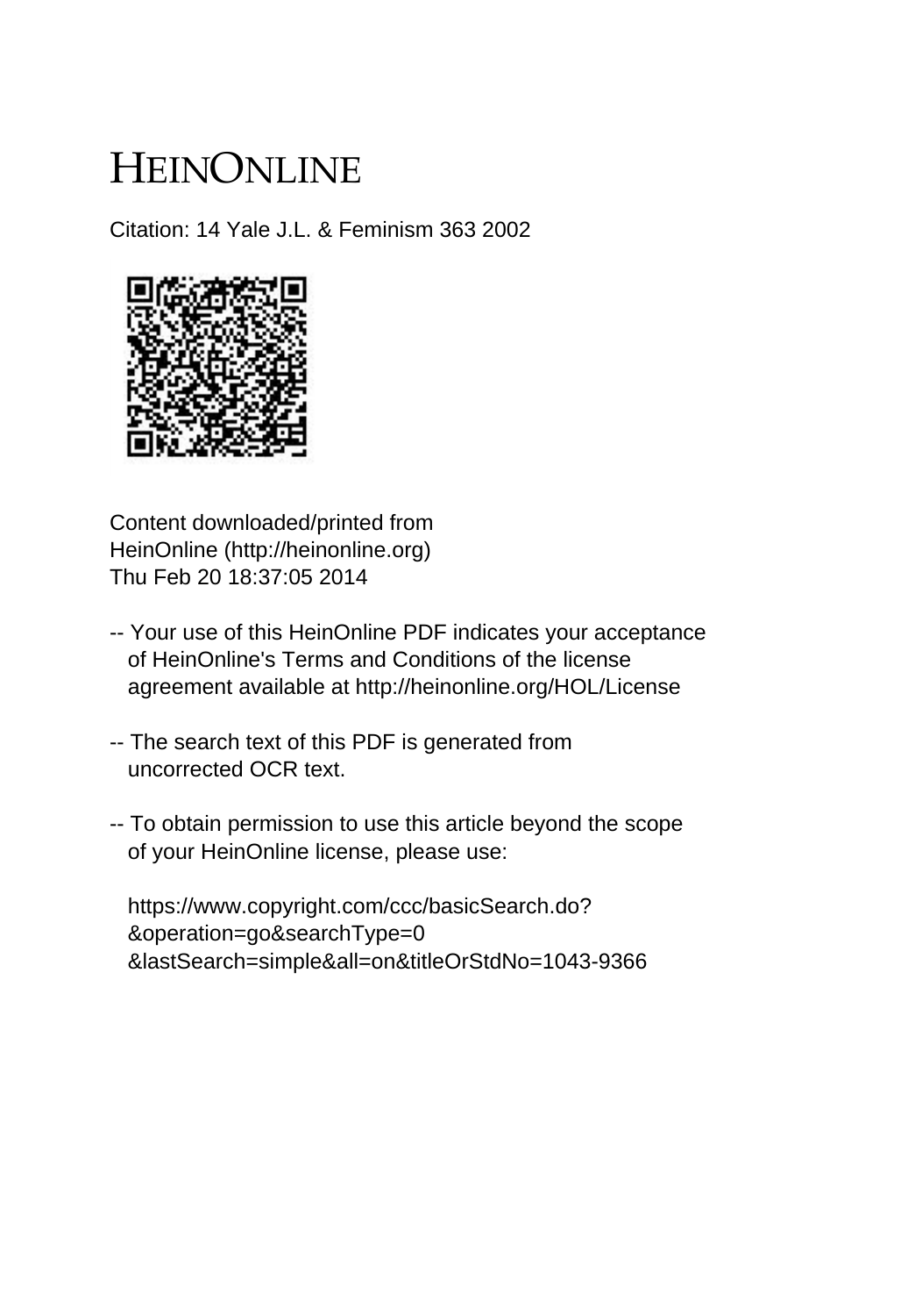# HEINONLINE

Citation: 14 Yale J.L. & Feminism 363 2002

Content downloaded/printed from
HeinOnline (http://heinonline.org)
Thu Feb 20 18:37:05 2014

-- Your use of this HeinOnline PDF indicates your acceptance of HeinOnline's Terms and Conditions of the license agreement available at http://heinonline.org/HOL/License

-- The search text of this PDF is generated from uncorrected OCR text.

-- To obtain permission to use this article beyond the scope of your HeinOnline license, please use:

https://www.copyright.com/ccc/basicSearch.do?&operation=go&searchType=0&lastSearch=simple&all=on&titleOrStdNo=1043-9366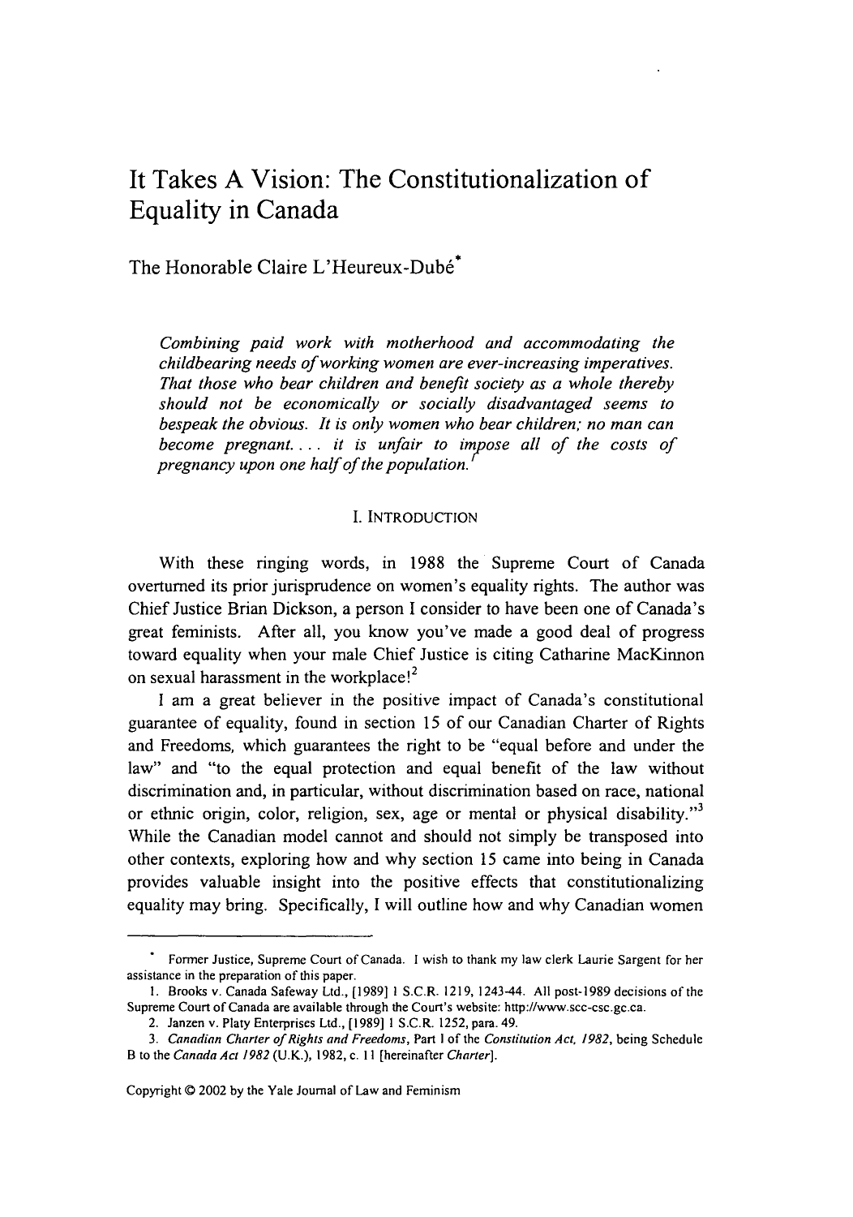# It Takes A Vision: The Constitutionalization of Equality in Canada

The Honorable Claire L'Heureux-Dubé*

*Combining paid work with motherhood and accommodating the childbearing needs of working women are ever-increasing imperatives. That those who bear children and benefit society as a whole thereby should not be economically or socially disadvantaged seems to bespeak the obvious. It is only women who bear children; no man can become pregnant.... it is unfair to impose all of the costs of pregnancy upon one half of the population.*[1]

## I. INTRODUCTION

With these ringing words, in 1988 the Supreme Court of Canada overturned its prior jurisprudence on women's equality rights. The author was Chief Justice Brian Dickson, a person I consider to have been one of Canada's great feminists. After all, you know you've made a good deal of progress toward equality when your male Chief Justice is citing Catharine MacKinnon on sexual harassment in the workplace![2]

I am a great believer in the positive impact of Canada's constitutional guarantee of equality, found in section 15 of our Canadian Charter of Rights and Freedoms, which guarantees the right to be "equal before and under the law" and "to the equal protection and equal benefit of the law without discrimination and, in particular, without discrimination based on race, national or ethnic origin, color, religion, sex, age or mental or physical disability."[3] While the Canadian model cannot and should not simply be transposed into other contexts, exploring how and why section 15 came into being in Canada provides valuable insight into the positive effects that constitutionalizing equality may bring. Specifically, I will outline how and why Canadian women

---

\* Former Justice, Supreme Court of Canada. I wish to thank my law clerk Laurie Sargent for her assistance in the preparation of this paper.

1. Brooks v. Canada Safeway Ltd., [1989] 1 S.C.R. 1219, 1243-44. All post-1989 decisions of the Supreme Court of Canada are available through the Court's website: http://www.scc-csc.gc.ca.

2. Janzen v. Platy Enterprises Ltd., [1989] 1 S.C.R. 1252, para. 49.

3. *Canadian Charter of Rights and Freedoms*, Part I of the *Constitution Act, 1982*, being Schedule B to the *Canada Act 1982* (U.K.), 1982, c. 11 [hereinafter *Charter*].

Copyright © 2002 by the Yale Journal of Law and Feminism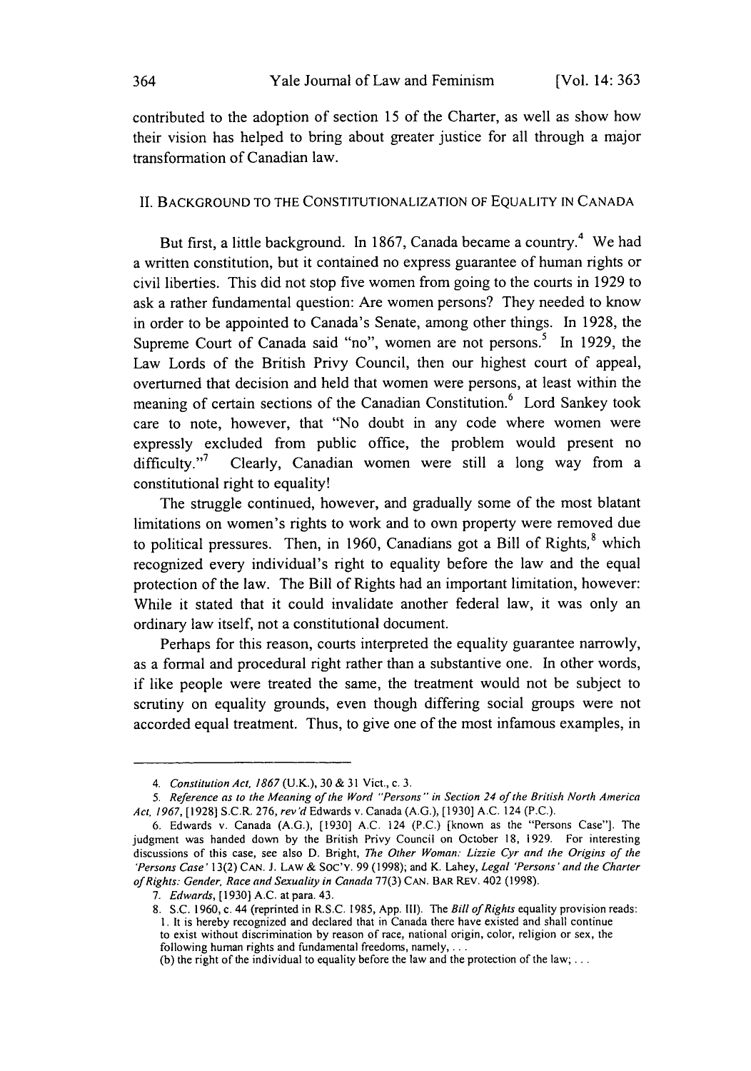contributed to the adoption of section 15 of the Charter, as well as show how their vision has helped to bring about greater justice for all through a major transformation of Canadian law.

## II. BACKGROUND TO THE CONSTITUTIONALIZATION OF EQUALITY IN CANADA

But first, a little background. In 1867, Canada became a country.[4] We had a written constitution, but it contained no express guarantee of human rights or civil liberties. This did not stop five women from going to the courts in 1929 to ask a rather fundamental question: Are women persons? They needed to know in order to be appointed to Canada's Senate, among other things. In 1928, the Supreme Court of Canada said "no", women are not persons.[5] In 1929, the Law Lords of the British Privy Council, then our highest court of appeal, overturned that decision and held that women were persons, at least within the meaning of certain sections of the Canadian Constitution.[6] Lord Sankey took care to note, however, that "No doubt in any code where women were expressly excluded from public office, the problem would present no difficulty."[7] Clearly, Canadian women were still a long way from a constitutional right to equality!

The struggle continued, however, and gradually some of the most blatant limitations on women's rights to work and to own property were removed due to political pressures. Then, in 1960, Canadians got a Bill of Rights,[8] which recognized every individual's right to equality before the law and the equal protection of the law. The Bill of Rights had an important limitation, however: While it stated that it could invalidate another federal law, it was only an ordinary law itself, not a constitutional document.

Perhaps for this reason, courts interpreted the equality guarantee narrowly, as a formal and procedural right rather than a substantive one. In other words, if like people were treated the same, the treatment would not be subject to scrutiny on equality grounds, even though differing social groups were not accorded equal treatment. Thus, to give one of the most infamous examples, in

---

4. *Constitution Act, 1867* (U.K.), 30 & 31 Vict., c. 3.

5. *Reference as to the Meaning of the Word "Persons" in Section 24 of the British North America Act, 1967*, [1928] S.C.R. 276, *rev'd* Edwards v. Canada (A.G.), [1930] A.C. 124 (P.C.).

6. Edwards v. Canada (A.G.), [1930] A.C. 124 (P.C.) [known as the "Persons Case"]. The judgment was handed down by the British Privy Council on October 18, 1929. For interesting discussions of this case, see also D. Bright, *The Other Woman: Lizzie Cyr and the Origins of the 'Persons Case'* 13(2) CAN. J. LAW & SOC'Y. 99 (1998); and K. Lahey, *Legal 'Persons' and the Charter of Rights: Gender, Race and Sexuality in Canada* 77(3) CAN. BAR REV. 402 (1998).

7. *Edwards*, [1930] A.C. at para. 43.

8. S.C. 1960, c. 44 (reprinted in R.S.C. 1985, App. III). The *Bill of Rights* equality provision reads:
1. It is hereby recognized and declared that in Canada there have existed and shall continue to exist without discrimination by reason of race, national origin, color, religion or sex, the following human rights and fundamental freedoms, namely, . . .
(b) the right of the individual to equality before the law and the protection of the law; . . .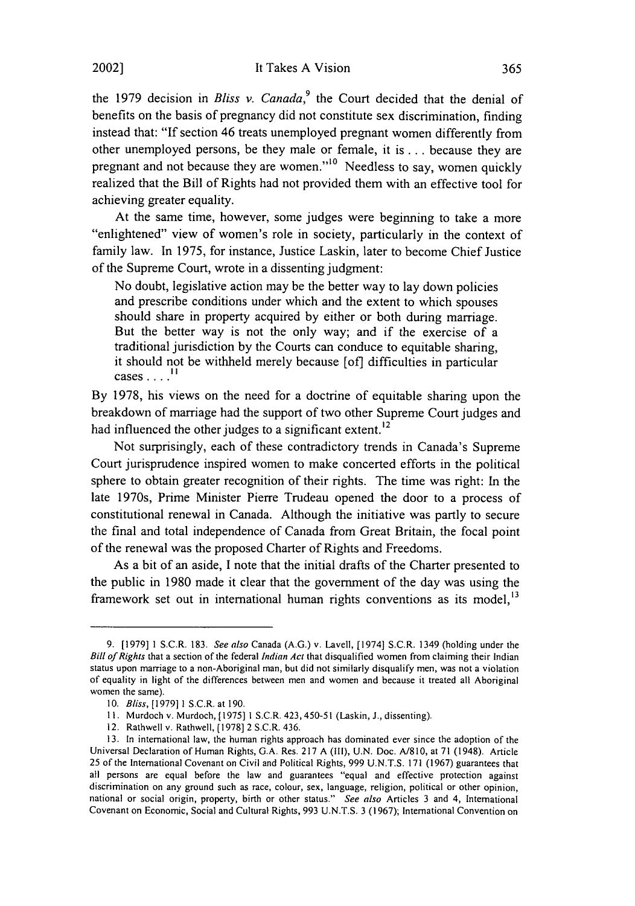the 1979 decision in *Bliss v. Canada*,[9] the Court decided that the denial of benefits on the basis of pregnancy did not constitute sex discrimination, finding instead that: "If section 46 treats unemployed pregnant women differently from other unemployed persons, be they male or female, it is . . . because they are pregnant and not because they are women."[10] Needless to say, women quickly realized that the Bill of Rights had not provided them with an effective tool for achieving greater equality.

At the same time, however, some judges were beginning to take a more "enlightened" view of women's role in society, particularly in the context of family law. In 1975, for instance, Justice Laskin, later to become Chief Justice of the Supreme Court, wrote in a dissenting judgment:

> No doubt, legislative action may be the better way to lay down policies and prescribe conditions under which and the extent to which spouses should share in property acquired by either or both during marriage. But the better way is not the only way; and if the exercise of a traditional jurisdiction by the Courts can conduce to equitable sharing, it should not be withheld merely because [of] difficulties in particular cases . . . .[11]

By 1978, his views on the need for a doctrine of equitable sharing upon the breakdown of marriage had the support of two other Supreme Court judges and had influenced the other judges to a significant extent.[12]

Not surprisingly, each of these contradictory trends in Canada's Supreme Court jurisprudence inspired women to make concerted efforts in the political sphere to obtain greater recognition of their rights. The time was right: In the late 1970s, Prime Minister Pierre Trudeau opened the door to a process of constitutional renewal in Canada. Although the initiative was partly to secure the final and total independence of Canada from Great Britain, the focal point of the renewal was the proposed Charter of Rights and Freedoms.

As a bit of an aside, I note that the initial drafts of the Charter presented to the public in 1980 made it clear that the government of the day was using the framework set out in international human rights conventions as its model,[13]

---

9. [1979] 1 S.C.R. 183. *See also* Canada (A.G.) v. Lavell, [1974] S.C.R. 1349 (holding under the *Bill of Rights* that a section of the federal *Indian Act* that disqualified women from claiming their Indian status upon marriage to a non-Aboriginal man, but did not similarly disqualify men, was not a violation of equality in light of the differences between men and women and because it treated all Aboriginal women the same).

10. *Bliss*, [1979] 1 S.C.R. at 190.

11. Murdoch v. Murdoch, [1975] 1 S.C.R. 423, 450-51 (Laskin, J., dissenting).

12. Rathwell v. Rathwell, [1978] 2 S.C.R. 436.

13. In international law, the human rights approach has dominated ever since the adoption of the Universal Declaration of Human Rights, G.A. Res. 217 A (III), U.N. Doc. A/810, at 71 (1948). Article 25 of the International Covenant on Civil and Political Rights, 999 U.N.T.S. 171 (1967) guarantees that all persons are equal before the law and guarantees "equal and effective protection against discrimination on any ground such as race, colour, sex, language, religion, political or other opinion, national or social origin, property, birth or other status." *See also* Articles 3 and 4, International Covenant on Economic, Social and Cultural Rights, 993 U.N.T.S. 3 (1967); International Convention on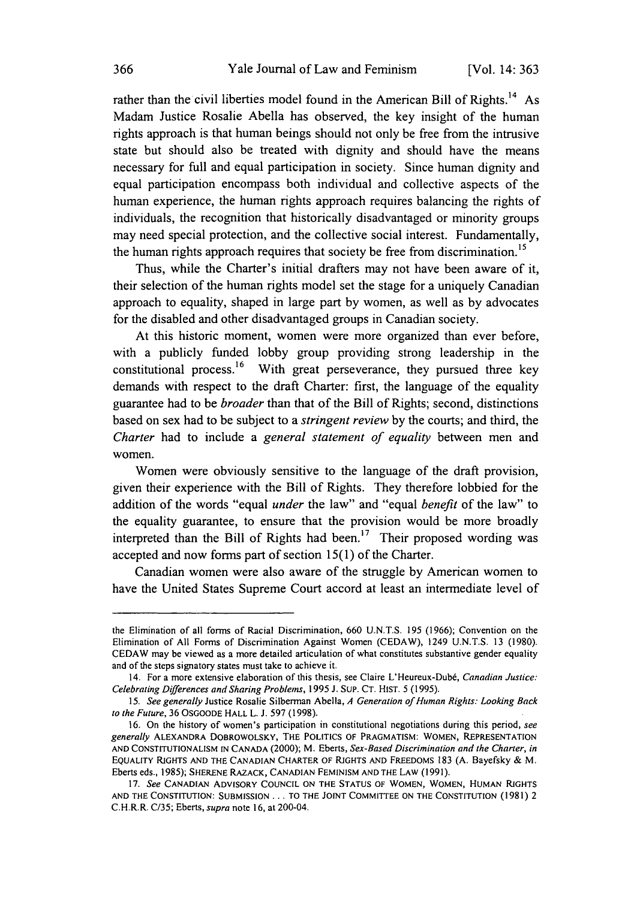rather than the civil liberties model found in the American Bill of Rights.[14] As Madam Justice Rosalie Abella has observed, the key insight of the human rights approach is that human beings should not only be free from the intrusive state but should also be treated with dignity and should have the means necessary for full and equal participation in society. Since human dignity and equal participation encompass both individual and collective aspects of the human experience, the human rights approach requires balancing the rights of individuals, the recognition that historically disadvantaged or minority groups may need special protection, and the collective social interest. Fundamentally, the human rights approach requires that society be free from discrimination.[15]

Thus, while the Charter's initial drafters may not have been aware of it, their selection of the human rights model set the stage for a uniquely Canadian approach to equality, shaped in large part by women, as well as by advocates for the disabled and other disadvantaged groups in Canadian society.

At this historic moment, women were more organized than ever before, with a publicly funded lobby group providing strong leadership in the constitutional process.[16] With great perseverance, they pursued three key demands with respect to the draft Charter: first, the language of the equality guarantee had to be *broader* than that of the Bill of Rights; second, distinctions based on sex had to be subject to a *stringent review* by the courts; and third, the *Charter* had to include a *general statement of equality* between men and women.

Women were obviously sensitive to the language of the draft provision, given their experience with the Bill of Rights. They therefore lobbied for the addition of the words "equal *under* the law" and "equal *benefit* of the law" to the equality guarantee, to ensure that the provision would be more broadly interpreted than the Bill of Rights had been.[17] Their proposed wording was accepted and now forms part of section 15(1) of the Charter.

Canadian women were also aware of the struggle by American women to have the United States Supreme Court accord at least an intermediate level of

---

the Elimination of all forms of Racial Discrimination, 660 U.N.T.S. 195 (1966); Convention on the Elimination of All Forms of Discrimination Against Women (CEDAW), 1249 U.N.T.S. 13 (1980). CEDAW may be viewed as a more detailed articulation of what constitutes substantive gender equality and of the steps signatory states must take to achieve it.

14. For a more extensive elaboration of this thesis, see Claire L'Heureux-Dubé, *Canadian Justice: Celebrating Differences and Sharing Problems*, 1995 J. SUP. CT. HIST. 5 (1995).

15. *See generally* Justice Rosalie Silberman Abella, *A Generation of Human Rights: Looking Back to the Future*, 36 OSGOODE HALL L. J. 597 (1998).

16. On the history of women's participation in constitutional negotiations during this period, *see generally* ALEXANDRA DOBROWOLSKY, THE POLITICS OF PRAGMATISM: WOMEN, REPRESENTATION AND CONSTITUTIONALISM IN CANADA (2000); M. Eberts, *Sex-Based Discrimination and the Charter*, *in* EQUALITY RIGHTS AND THE CANADIAN CHARTER OF RIGHTS AND FREEDOMS 183 (A. Bayefsky & M. Eberts eds., 1985); SHERENE RAZACK, CANADIAN FEMINISM AND THE LAW (1991).

17. *See* CANADIAN ADVISORY COUNCIL ON THE STATUS OF WOMEN, WOMEN, HUMAN RIGHTS AND THE CONSTITUTION: SUBMISSION . . . TO THE JOINT COMMITTEE ON THE CONSTITUTION (1981) 2 C.H.R.R. C/35; Eberts, *supra* note 16, at 200-04.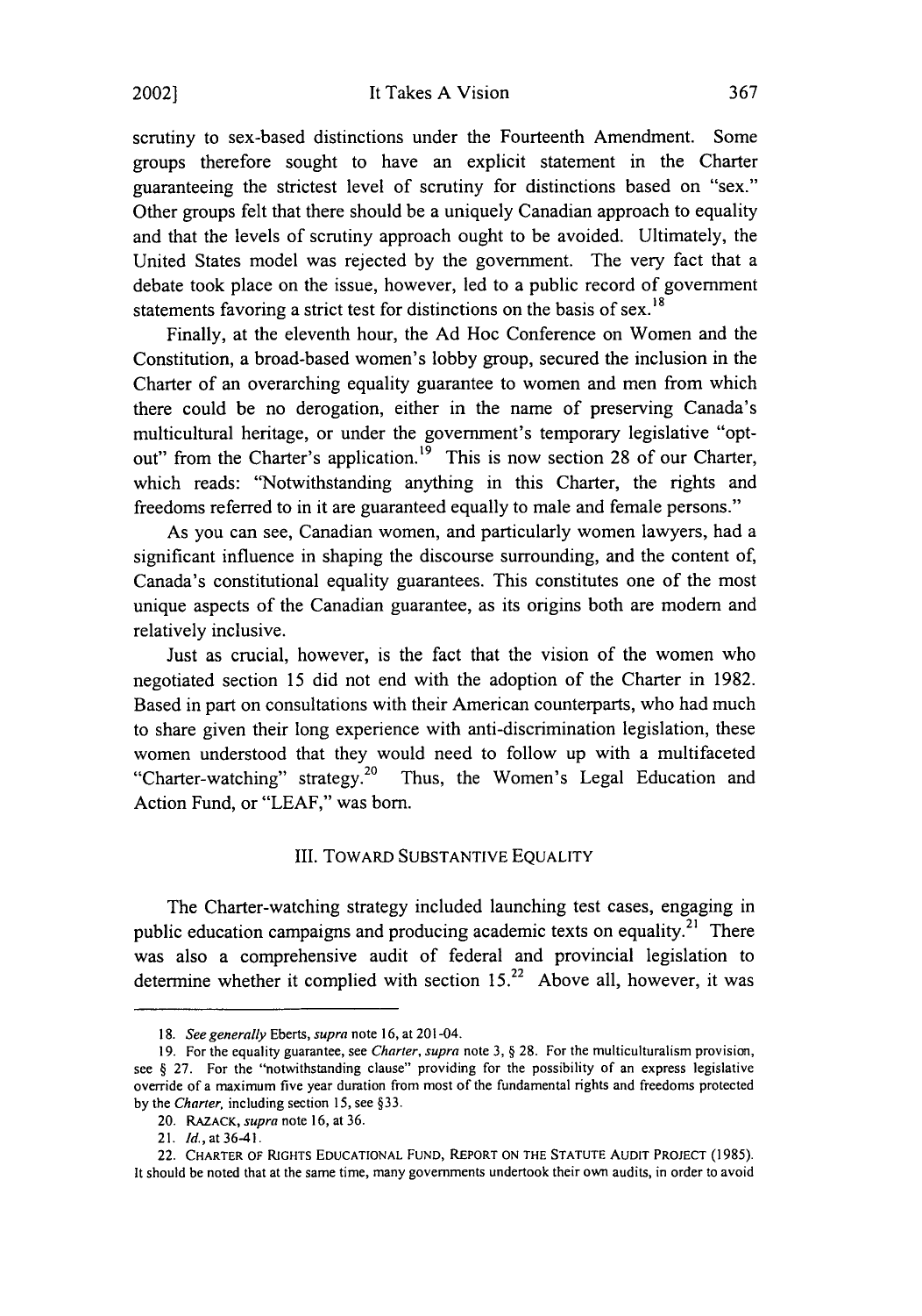scrutiny to sex-based distinctions under the Fourteenth Amendment. Some groups therefore sought to have an explicit statement in the Charter guaranteeing the strictest level of scrutiny for distinctions based on "sex." Other groups felt that there should be a uniquely Canadian approach to equality and that the levels of scrutiny approach ought to be avoided. Ultimately, the United States model was rejected by the government. The very fact that a debate took place on the issue, however, led to a public record of government statements favoring a strict test for distinctions on the basis of sex.[18]

Finally, at the eleventh hour, the Ad Hoc Conference on Women and the Constitution, a broad-based women's lobby group, secured the inclusion in the Charter of an overarching equality guarantee to women and men from which there could be no derogation, either in the name of preserving Canada's multicultural heritage, or under the government's temporary legislative "opt-out" from the Charter's application.[19] This is now section 28 of our Charter, which reads: "Notwithstanding anything in this Charter, the rights and freedoms referred to in it are guaranteed equally to male and female persons."

As you can see, Canadian women, and particularly women lawyers, had a significant influence in shaping the discourse surrounding, and the content of, Canada's constitutional equality guarantees. This constitutes one of the most unique aspects of the Canadian guarantee, as its origins both are modern and relatively inclusive.

Just as crucial, however, is the fact that the vision of the women who negotiated section 15 did not end with the adoption of the Charter in 1982. Based in part on consultations with their American counterparts, who had much to share given their long experience with anti-discrimination legislation, these women understood that they would need to follow up with a multifaceted "Charter-watching" strategy.[20] Thus, the Women's Legal Education and Action Fund, or "LEAF," was born.

## III. TOWARD SUBSTANTIVE EQUALITY

The Charter-watching strategy included launching test cases, engaging in public education campaigns and producing academic texts on equality.[21] There was also a comprehensive audit of federal and provincial legislation to determine whether it complied with section 15.[22] Above all, however, it was

---

18. *See generally* Eberts, *supra* note 16, at 201-04.

19. For the equality guarantee, see *Charter, supra* note 3, § 28. For the multiculturalism provision, see § 27. For the "notwithstanding clause" providing for the possibility of an express legislative override of a maximum five year duration from most of the fundamental rights and freedoms protected by the *Charter,* including section 15, see §33.

20. RAZACK, *supra* note 16, at 36.

21. *Id.*, at 36-41.

22. CHARTER OF RIGHTS EDUCATIONAL FUND, REPORT ON THE STATUTE AUDIT PROJECT (1985). It should be noted that at the same time, many governments undertook their own audits, in order to avoid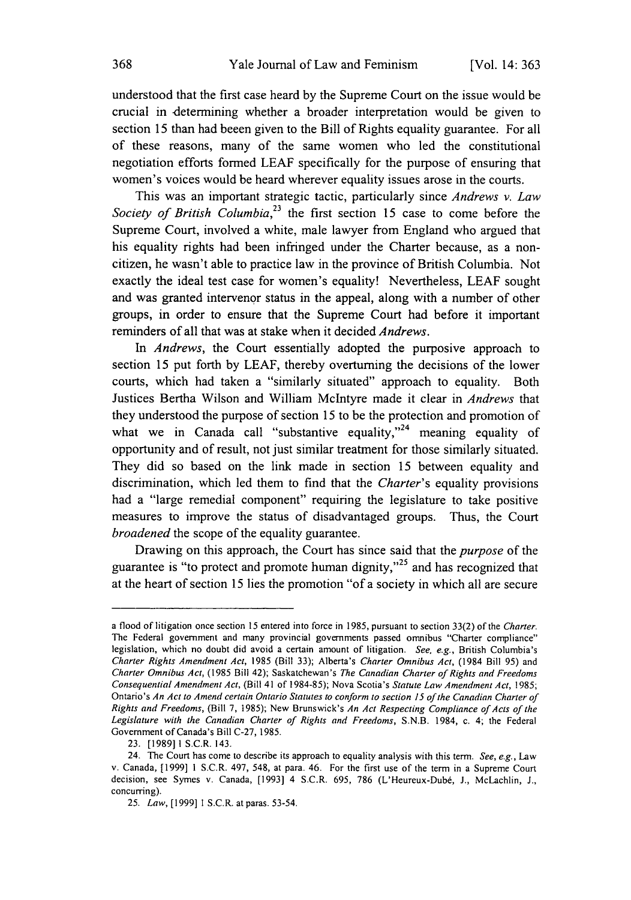understood that the first case heard by the Supreme Court on the issue would be crucial in determining whether a broader interpretation would be given to section 15 than had beeen given to the Bill of Rights equality guarantee. For all of these reasons, many of the same women who led the constitutional negotiation efforts formed LEAF specifically for the purpose of ensuring that women's voices would be heard wherever equality issues arose in the courts.

This was an important strategic tactic, particularly since *Andrews v. Law Society of British Columbia*,[23] the first section 15 case to come before the Supreme Court, involved a white, male lawyer from England who argued that his equality rights had been infringed under the Charter because, as a non-citizen, he wasn't able to practice law in the province of British Columbia. Not exactly the ideal test case for women's equality! Nevertheless, LEAF sought and was granted intervenor status in the appeal, along with a number of other groups, in order to ensure that the Supreme Court had before it important reminders of all that was at stake when it decided *Andrews*.

In *Andrews*, the Court essentially adopted the purposive approach to section 15 put forth by LEAF, thereby overturning the decisions of the lower courts, which had taken a "similarly situated" approach to equality. Both Justices Bertha Wilson and William McIntyre made it clear in *Andrews* that they understood the purpose of section 15 to be the protection and promotion of what we in Canada call "substantive equality,"[24] meaning equality of opportunity and of result, not just similar treatment for those similarly situated. They did so based on the link made in section 15 between equality and discrimination, which led them to find that the *Charter*'s equality provisions had a "large remedial component" requiring the legislature to take positive measures to improve the status of disadvantaged groups. Thus, the Court *broadened* the scope of the equality guarantee.

Drawing on this approach, the Court has since said that the *purpose* of the guarantee is "to protect and promote human dignity,"[25] and has recognized that at the heart of section 15 lies the promotion "of a society in which all are secure

---

a flood of litigation once section 15 entered into force in 1985, pursuant to section 33(2) of the *Charter*. The Federal government and many provincial governments passed omnibus "Charter compliance" legislation, which no doubt did avoid a certain amount of litigation. *See, e.g.*, British Columbia's *Charter Rights Amendment Act*, 1985 (Bill 33); Alberta's *Charter Omnibus Act*, (1984 Bill 95) and *Charter Omnibus Act*, (1985 Bill 42); Saskatchewan's *The Canadian Charter of Rights and Freedoms Consequential Amendment Act*, (Bill 41 of 1984-85); Nova Scotia's *Statute Law Amendment Act*, 1985; Ontario's *An Act to Amend certain Ontario Statutes to conform to section 15 of the Canadian Charter of Rights and Freedoms*, (Bill 7, 1985); New Brunswick's *An Act Respecting Compliance of Acts of the Legislature with the Canadian Charter of Rights and Freedoms*, S.N.B. 1984, c. 4; the Federal Government of Canada's Bill C-27, 1985.

23. [1989] 1 S.C.R. 143.

24. The Court has come to describe its approach to equality analysis with this term. *See, e.g.*, Law v. Canada, [1999] 1 S.C.R. 497, 548, at para. 46. For the first use of the term in a Supreme Court decision, see Symes v. Canada, [1993] 4 S.C.R. 695, 786 (L'Heureux-Dubé, J., McLachlin, J., concurring).

25. *Law*, [1999] 1 S.C.R. at paras. 53-54.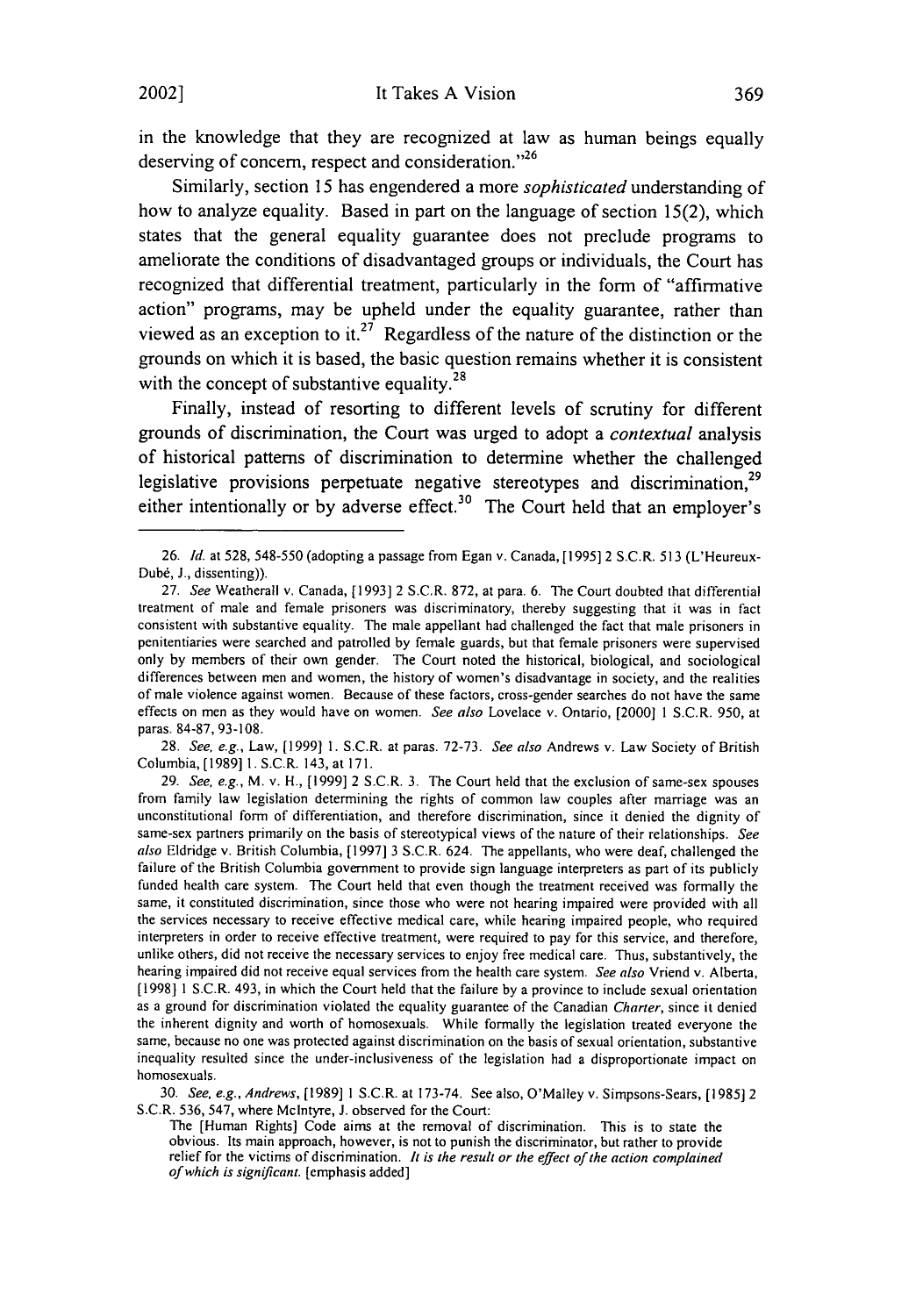in the knowledge that they are recognized at law as human beings equally deserving of concern, respect and consideration."[26]

Similarly, section 15 has engendered a more *sophisticated* understanding of how to analyze equality. Based in part on the language of section 15(2), which states that the general equality guarantee does not preclude programs to ameliorate the conditions of disadvantaged groups or individuals, the Court has recognized that differential treatment, particularly in the form of "affirmative action" programs, may be upheld under the equality guarantee, rather than viewed as an exception to it.[27] Regardless of the nature of the distinction or the grounds on which it is based, the basic question remains whether it is consistent with the concept of substantive equality.[28]

Finally, instead of resorting to different levels of scrutiny for different grounds of discrimination, the Court was urged to adopt a *contextual* analysis of historical patterns of discrimination to determine whether the challenged legislative provisions perpetuate negative stereotypes and discrimination,[29] either intentionally or by adverse effect.[30] The Court held that an employer's

---

26. *Id.* at 528, 548-550 (adopting a passage from Egan v. Canada, [1995] 2 S.C.R. 513 (L'Heureux-Dubé, J., dissenting)).

27. *See* Weatherall v. Canada, [1993] 2 S.C.R. 872, at para. 6. The Court doubted that differential treatment of male and female prisoners was discriminatory, thereby suggesting that it was in fact consistent with substantive equality. The male appellant had challenged the fact that male prisoners in penitentiaries were searched and patrolled by female guards, but that female prisoners were supervised only by members of their own gender. The Court noted the historical, biological, and sociological differences between men and women, the history of women's disadvantage in society, and the realities of male violence against women. Because of these factors, cross-gender searches do not have the same effects on men as they would have on women. *See also* Lovelace v. Ontario, [2000] 1 S.C.R. 950, at paras. 84-87, 93-108.

28. *See, e.g.*, Law, [1999] 1. S.C.R. at paras. 72-73. *See also* Andrews v. Law Society of British Columbia, [1989] 1. S.C.R. 143, at 171.

29. *See, e.g.*, M. v. H., [1999] 2 S.C.R. 3. The Court held that the exclusion of same-sex spouses from family law legislation determining the rights of common law couples after marriage was an unconstitutional form of differentiation, and therefore discrimination, since it denied the dignity of same-sex partners primarily on the basis of stereotypical views of the nature of their relationships. *See also* Eldridge v. British Columbia, [1997] 3 S.C.R. 624. The appellants, who were deaf, challenged the failure of the British Columbia government to provide sign language interpreters as part of its publicly funded health care system. The Court held that even though the treatment received was formally the same, it constituted discrimination, since those who were not hearing impaired were provided with all the services necessary to receive effective medical care, while hearing impaired people, who required interpreters in order to receive effective treatment, were required to pay for this service, and therefore, unlike others, did not receive the necessary services to enjoy free medical care. Thus, substantively, the hearing impaired did not receive equal services from the health care system. *See also* Vriend v. Alberta, [1998] 1 S.C.R. 493, in which the Court held that the failure by a province to include sexual orientation as a ground for discrimination violated the equality guarantee of the Canadian *Charter*, since it denied the inherent dignity and worth of homosexuals. While formally the legislation treated everyone the same, because no one was protected against discrimination on the basis of sexual orientation, substantive inequality resulted since the under-inclusiveness of the legislation had a disproportionate impact on homosexuals.

30. *See, e.g.*, *Andrews*, [1989] 1 S.C.R. at 173-74. See also, O'Malley v. Simpsons-Sears, [1985] 2 S.C.R. 536, 547, where McIntyre, J. observed for the Court:

> The [Human Rights] Code aims at the removal of discrimination. This is to state the obvious. Its main approach, however, is not to punish the discriminator, but rather to provide relief for the victims of discrimination. *It is the result or the effect of the action complained of which is significant.* [emphasis added]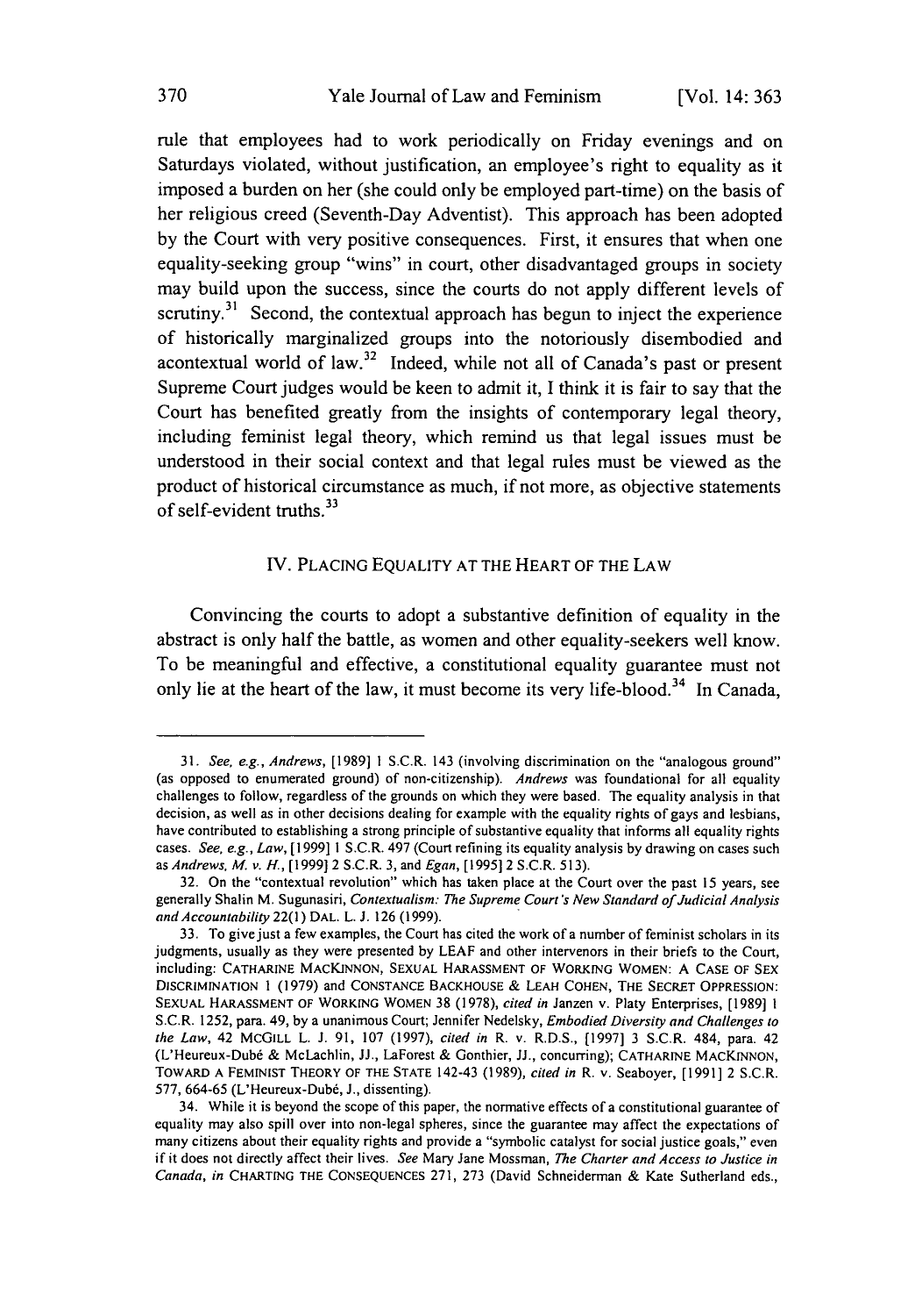rule that employees had to work periodically on Friday evenings and on Saturdays violated, without justification, an employee's right to equality as it imposed a burden on her (she could only be employed part-time) on the basis of her religious creed (Seventh-Day Adventist). This approach has been adopted by the Court with very positive consequences. First, it ensures that when one equality-seeking group "wins" in court, other disadvantaged groups in society may build upon the success, since the courts do not apply different levels of scrutiny.[31] Second, the contextual approach has begun to inject the experience of historically marginalized groups into the notoriously disembodied and acontextual world of law.[32] Indeed, while not all of Canada's past or present Supreme Court judges would be keen to admit it, I think it is fair to say that the Court has benefited greatly from the insights of contemporary legal theory, including feminist legal theory, which remind us that legal issues must be understood in their social context and that legal rules must be viewed as the product of historical circumstance as much, if not more, as objective statements of self-evident truths.[33]

## IV. PLACING EQUALITY AT THE HEART OF THE LAW

Convincing the courts to adopt a substantive definition of equality in the abstract is only half the battle, as women and other equality-seekers well know. To be meaningful and effective, a constitutional equality guarantee must not only lie at the heart of the law, it must become its very life-blood.[34] In Canada,

---

31. *See, e.g.*, *Andrews*, [1989] 1 S.C.R. 143 (involving discrimination on the "analogous ground" (as opposed to enumerated ground) of non-citizenship). *Andrews* was foundational for all equality challenges to follow, regardless of the grounds on which they were based. The equality analysis in that decision, as well as in other decisions dealing for example with the equality rights of gays and lesbians, have contributed to establishing a strong principle of substantive equality that informs all equality rights cases. *See, e.g.*, *Law*, [1999] 1 S.C.R. 497 (Court refining its equality analysis by drawing on cases such as *Andrews*, *M. v. H.*, [1999] 2 S.C.R. 3, and *Egan*, [1995] 2 S.C.R. 513).

32. On the "contextual revolution" which has taken place at the Court over the past 15 years, see generally Shalin M. Sugunasiri, *Contextualism: The Supreme Court's New Standard of Judicial Analysis and Accountability* 22(1) DAL. L. J. 126 (1999).

33. To give just a few examples, the Court has cited the work of a number of feminist scholars in its judgments, usually as they were presented by LEAF and other intervenors in their briefs to the Court, including: CATHARINE MACKINNON, SEXUAL HARASSMENT OF WORKING WOMEN: A CASE OF SEX DISCRIMINATION 1 (1979) and CONSTANCE BACKHOUSE & LEAH COHEN, THE SECRET OPPRESSION: SEXUAL HARASSMENT OF WORKING WOMEN 38 (1978), *cited in* Janzen v. Platy Enterprises, [1989] 1 S.C.R. 1252, para. 49, by a unanimous Court; Jennifer Nedelsky, *Embodied Diversity and Challenges to the Law*, 42 MCGILL L. J. 91, 107 (1997), *cited in* R. v. R.D.S., [1997] 3 S.C.R. 484, para. 42 (L'Heureux-Dubé & McLachlin, JJ., LaForest & Gonthier, JJ., concurring); CATHARINE MACKINNON, TOWARD A FEMINIST THEORY OF THE STATE 142-43 (1989), *cited in* R. v. Seaboyer, [1991] 2 S.C.R. 577, 664-65 (L'Heureux-Dubé, J., dissenting).

34. While it is beyond the scope of this paper, the normative effects of a constitutional guarantee of equality may also spill over into non-legal spheres, since the guarantee may affect the expectations of many citizens about their equality rights and provide a "symbolic catalyst for social justice goals," even if it does not directly affect their lives. *See* Mary Jane Mossman, *The Charter and Access to Justice in Canada*, *in* CHARTING THE CONSEQUENCES 271, 273 (David Schneiderman & Kate Sutherland eds.,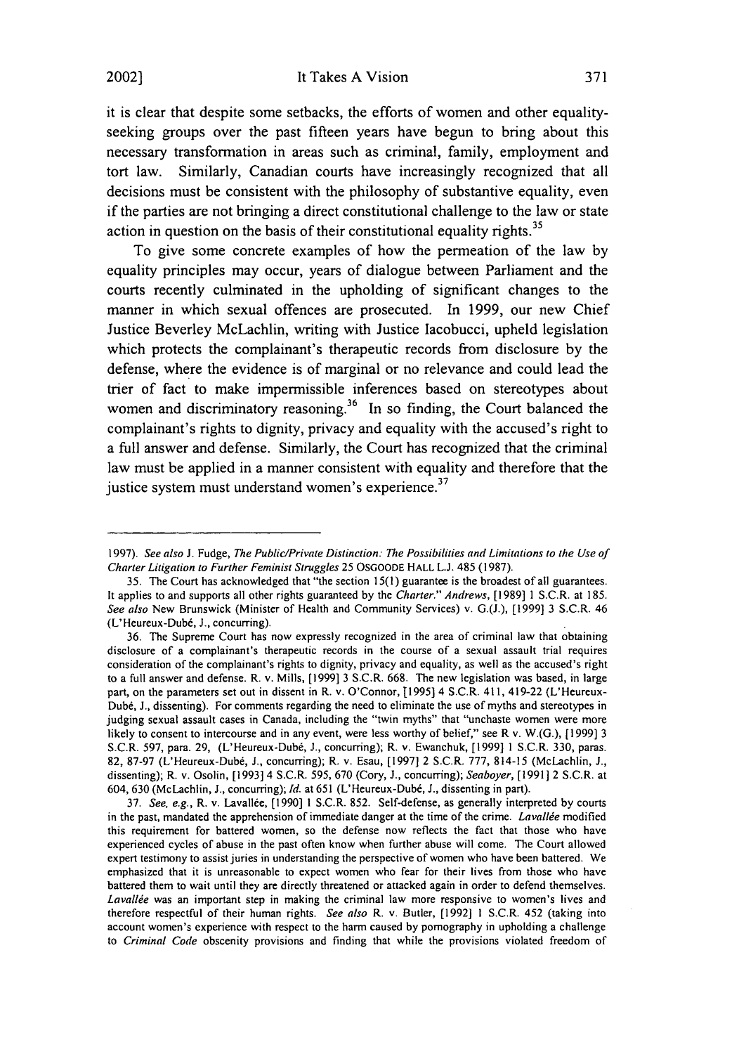it is clear that despite some setbacks, the efforts of women and other equality-seeking groups over the past fifteen years have begun to bring about this necessary transformation in areas such as criminal, family, employment and tort law. Similarly, Canadian courts have increasingly recognized that all decisions must be consistent with the philosophy of substantive equality, even if the parties are not bringing a direct constitutional challenge to the law or state action in question on the basis of their constitutional equality rights.[35]

To give some concrete examples of how the permeation of the law by equality principles may occur, years of dialogue between Parliament and the courts recently culminated in the upholding of significant changes to the manner in which sexual offences are prosecuted. In 1999, our new Chief Justice Beverley McLachlin, writing with Justice Iacobucci, upheld legislation which protects the complainant's therapeutic records from disclosure by the defense, where the evidence is of marginal or no relevance and could lead the trier of fact to make impermissible inferences based on stereotypes about women and discriminatory reasoning.[36] In so finding, the Court balanced the complainant's rights to dignity, privacy and equality with the accused's right to a full answer and defense. Similarly, the Court has recognized that the criminal law must be applied in a manner consistent with equality and therefore that the justice system must understand women's experience.[37]

---

1997). *See also* J. Fudge, *The Public/Private Distinction: The Possibilities and Limitations to the Use of Charter Litigation to Further Feminist Struggles* 25 OSGOODE HALL L.J. 485 (1987).

35. The Court has acknowledged that "the section 15(1) guarantee is the broadest of all guarantees. It applies to and supports all other rights guaranteed by the *Charter*." *Andrews*, [1989] 1 S.C.R. at 185. *See also* New Brunswick (Minister of Health and Community Services) v. G.(J.), [1999] 3 S.C.R. 46 (L'Heureux-Dubé, J., concurring).

36. The Supreme Court has now expressly recognized in the area of criminal law that obtaining disclosure of a complainant's therapeutic records in the course of a sexual assault trial requires consideration of the complainant's rights to dignity, privacy and equality, as well as the accused's right to a full answer and defense. R. v. Mills, [1999] 3 S.C.R. 668. The new legislation was based, in large part, on the parameters set out in dissent in R. v. O'Connor, [1995] 4 S.C.R. 411, 419-22 (L'Heureux-Dubé, J., dissenting). For comments regarding the need to eliminate the use of myths and stereotypes in judging sexual assault cases in Canada, including the "twin myths" that "unchaste women were more likely to consent to intercourse and in any event, were less worthy of belief," see R v. W.(G.), [1999] 3 S.C.R. 597, para. 29, (L'Heureux-Dubé, J., concurring); R. v. Ewanchuk, [1999] 1 S.C.R. 330, paras. 82, 87-97 (L'Heureux-Dubé, J., concurring); R. v. Esau, [1997] 2 S.C.R. 777, 814-15 (McLachlin, J., dissenting); R. v. Osolin, [1993] 4 S.C.R. 595, 670 (Cory, J., concurring); *Seaboyer*, [1991] 2 S.C.R. at 604, 630 (McLachlin, J., concurring); *Id.* at 651 (L'Heureux-Dubé, J., dissenting in part).

37. *See, e.g.*, R. v. Lavallée, [1990] 1 S.C.R. 852. Self-defense, as generally interpreted by courts in the past, mandated the apprehension of immediate danger at the time of the crime. *Lavallée* modified this requirement for battered women, so the defense now reflects the fact that those who have experienced cycles of abuse in the past often know when further abuse will come. The Court allowed expert testimony to assist juries in understanding the perspective of women who have been battered. We emphasized that it is unreasonable to expect women who fear for their lives from those who have battered them to wait until they are directly threatened or attacked again in order to defend themselves. *Lavallée* was an important step in making the criminal law more responsive to women's lives and therefore respectful of their human rights. *See also* R. v. Butler, [1992] 1 S.C.R. 452 (taking into account women's experience with respect to the harm caused by pornography in upholding a challenge to *Criminal Code* obscenity provisions and finding that while the provisions violated freedom of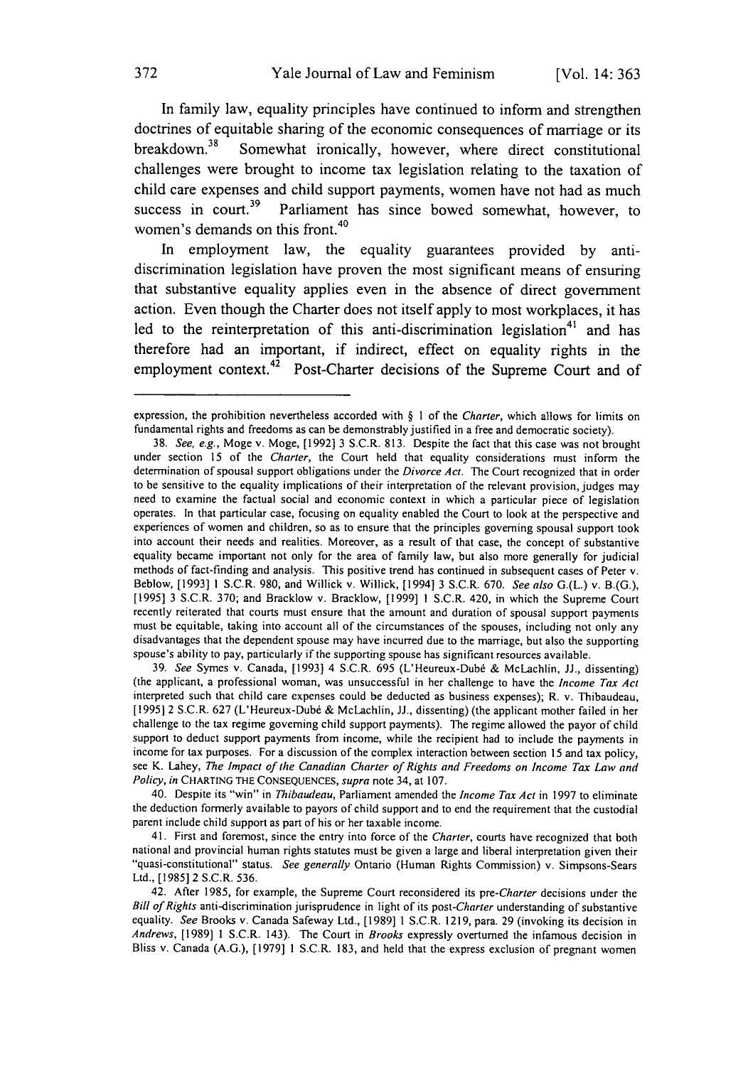In family law, equality principles have continued to inform and strengthen doctrines of equitable sharing of the economic consequences of marriage or its breakdown.[38] Somewhat ironically, however, where direct constitutional challenges were brought to income tax legislation relating to the taxation of child care expenses and child support payments, women have not had as much success in court.[39] Parliament has since bowed somewhat, however, to women's demands on this front.[40]

In employment law, the equality guarantees provided by anti-discrimination legislation have proven the most significant means of ensuring that substantive equality applies even in the absence of direct government action. Even though the Charter does not itself apply to most workplaces, it has led to the reinterpretation of this anti-discrimination legislation[41] and has therefore had an important, if indirect, effect on equality rights in the employment context.[42] Post-Charter decisions of the Supreme Court and of

---

expression, the prohibition nevertheless accorded with § 1 of the *Charter*, which allows for limits on fundamental rights and freedoms as can be demonstrably justified in a free and democratic society).

38. *See, e.g.*, Moge v. Moge, [1992] 3 S.C.R. 813. Despite the fact that this case was not brought under section 15 of the *Charter*, the Court held that equality considerations must inform the determination of spousal support obligations under the *Divorce Act*. The Court recognized that in order to be sensitive to the equality implications of their interpretation of the relevant provision, judges may need to examine the factual social and economic context in which a particular piece of legislation operates. In that particular case, focusing on equality enabled the Court to look at the perspective and experiences of women and children, so as to ensure that the principles governing spousal support took into account their needs and realities. Moreover, as a result of that case, the concept of substantive equality became important not only for the area of family law, but also more generally for judicial methods of fact-finding and analysis. This positive trend has continued in subsequent cases of Peter v. Beblow, [1993] 1 S.C.R. 980, and Willick v. Willick, [1994] 3 S.C.R. 670. *See also* G.(L.) v. B.(G.), [1995] 3 S.C.R. 370; and Bracklow v. Bracklow, [1999] 1 S.C.R. 420, in which the Supreme Court recently reiterated that courts must ensure that the amount and duration of spousal support payments must be equitable, taking into account all of the circumstances of the spouses, including not only any disadvantages that the dependent spouse may have incurred due to the marriage, but also the supporting spouse's ability to pay, particularly if the supporting spouse has significant resources available.

39. *See* Symes v. Canada, [1993] 4 S.C.R. 695 (L'Heureux-Dubé & McLachlin, JJ., dissenting) (the applicant, a professional woman, was unsuccessful in her challenge to have the *Income Tax Act* interpreted such that child care expenses could be deducted as business expenses); R. v. Thibaudeau, [1995] 2 S.C.R. 627 (L'Heureux-Dubé & McLachlin, JJ., dissenting) (the applicant mother failed in her challenge to the tax regime governing child support payments). The regime allowed the payor of child support to deduct support payments from income, while the recipient had to include the payments in income for tax purposes. For a discussion of the complex interaction between section 15 and tax policy, see K. Lahey, *The Impact of the Canadian Charter of Rights and Freedoms on Income Tax Law and Policy*, *in* CHARTING THE CONSEQUENCES, *supra* note 34, at 107.

40. Despite its "win" in *Thibaudeau*, Parliament amended the *Income Tax Act* in 1997 to eliminate the deduction formerly available to payors of child support and to end the requirement that the custodial parent include child support as part of his or her taxable income.

41. First and foremost, since the entry into force of the *Charter*, courts have recognized that both national and provincial human rights statutes must be given a large and liberal interpretation given their "quasi-constitutional" status. *See generally* Ontario (Human Rights Commission) v. Simpsons-Sears Ltd., [1985] 2 S.C.R. 536.

42. After 1985, for example, the Supreme Court reconsidered its pre-*Charter* decisions under the *Bill of Rights* anti-discrimination jurisprudence in light of its post-*Charter* understanding of substantive equality. *See* Brooks v. Canada Safeway Ltd., [1989] 1 S.C.R. 1219, para. 29 (invoking its decision in *Andrews*, [1989] 1 S.C.R. 143). The Court in *Brooks* expressly overturned the infamous decision in Bliss v. Canada (A.G.), [1979] 1 S.C.R. 183, and held that the express exclusion of pregnant women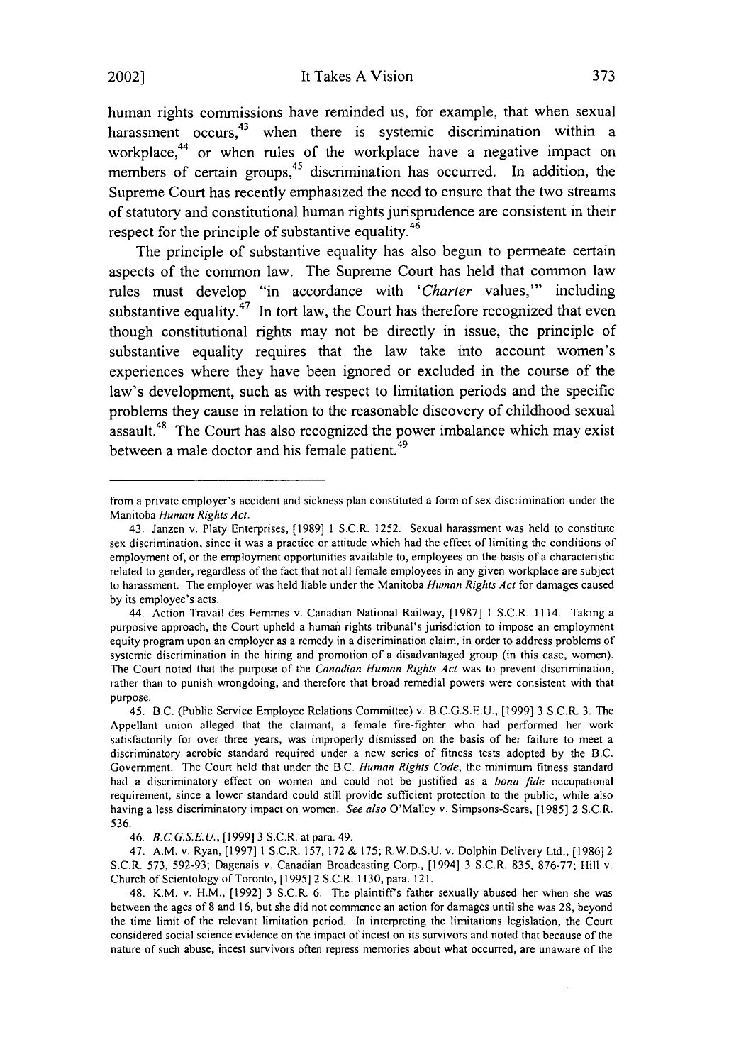human rights commissions have reminded us, for example, that when sexual harassment occurs,[43] when there is systemic discrimination within a workplace,[44] or when rules of the workplace have a negative impact on members of certain groups,[45] discrimination has occurred. In addition, the Supreme Court has recently emphasized the need to ensure that the two streams of statutory and constitutional human rights jurisprudence are consistent in their respect for the principle of substantive equality.[46]

The principle of substantive equality has also begun to permeate certain aspects of the common law. The Supreme Court has held that common law rules must develop "in accordance with '*Charter* values,'" including substantive equality.[47] In tort law, the Court has therefore recognized that even though constitutional rights may not be directly in issue, the principle of substantive equality requires that the law take into account women's experiences where they have been ignored or excluded in the course of the law's development, such as with respect to limitation periods and the specific problems they cause in relation to the reasonable discovery of childhood sexual assault.[48] The Court has also recognized the power imbalance which may exist between a male doctor and his female patient.[49]

---

from a private employer's accident and sickness plan constituted a form of sex discrimination under the Manitoba *Human Rights Act*.

43. Janzen v. Platy Enterprises, [1989] 1 S.C.R. 1252. Sexual harassment was held to constitute sex discrimination, since it was a practice or attitude which had the effect of limiting the conditions of employment of, or the employment opportunities available to, employees on the basis of a characteristic related to gender, regardless of the fact that not all female employees in any given workplace are subject to harassment. The employer was held liable under the Manitoba *Human Rights Act* for damages caused by its employee's acts.

44. Action Travail des Femmes v. Canadian National Railway, [1987] 1 S.C.R. 1114. Taking a purposive approach, the Court upheld a human rights tribunal's jurisdiction to impose an employment equity program upon an employer as a remedy in a discrimination claim, in order to address problems of systemic discrimination in the hiring and promotion of a disadvantaged group (in this case, women). The Court noted that the purpose of the *Canadian Human Rights Act* was to prevent discrimination, rather than to punish wrongdoing, and therefore that broad remedial powers were consistent with that purpose.

45. B.C. (Public Service Employee Relations Committee) v. B.C.G.S.E.U., [1999] 3 S.C.R. 3. The Appellant union alleged that the claimant, a female fire-fighter who had performed her work satisfactorily for over three years, was improperly dismissed on the basis of her failure to meet a discriminatory aerobic standard required under a new series of fitness tests adopted by the B.C. Government. The Court held that under the B.C. *Human Rights Code*, the minimum fitness standard had a discriminatory effect on women and could not be justified as a *bona fide* occupational requirement, since a lower standard could still provide sufficient protection to the public, while also having a less discriminatory impact on women. *See also* O'Malley v. Simpsons-Sears, [1985] 2 S.C.R. 536.

46. *B.C.G.S.E.U.*, [1999] 3 S.C.R. at para. 49.

47. A.M. v. Ryan, [1997] 1 S.C.R. 157, 172 & 175; R.W.D.S.U. v. Dolphin Delivery Ltd., [1986] 2 S.C.R. 573, 592-93; Dagenais v. Canadian Broadcasting Corp., [1994] 3 S.C.R. 835, 876-77; Hill v. Church of Scientology of Toronto, [1995] 2 S.C.R. 1130, para. 121.

48. K.M. v. H.M., [1992] 3 S.C.R. 6. The plaintiff's father sexually abused her when she was between the ages of 8 and 16, but she did not commence an action for damages until she was 28, beyond the time limit of the relevant limitation period. In interpreting the limitations legislation, the Court considered social science evidence on the impact of incest on its survivors and noted that because of the nature of such abuse, incest survivors often repress memories about what occurred, are unaware of the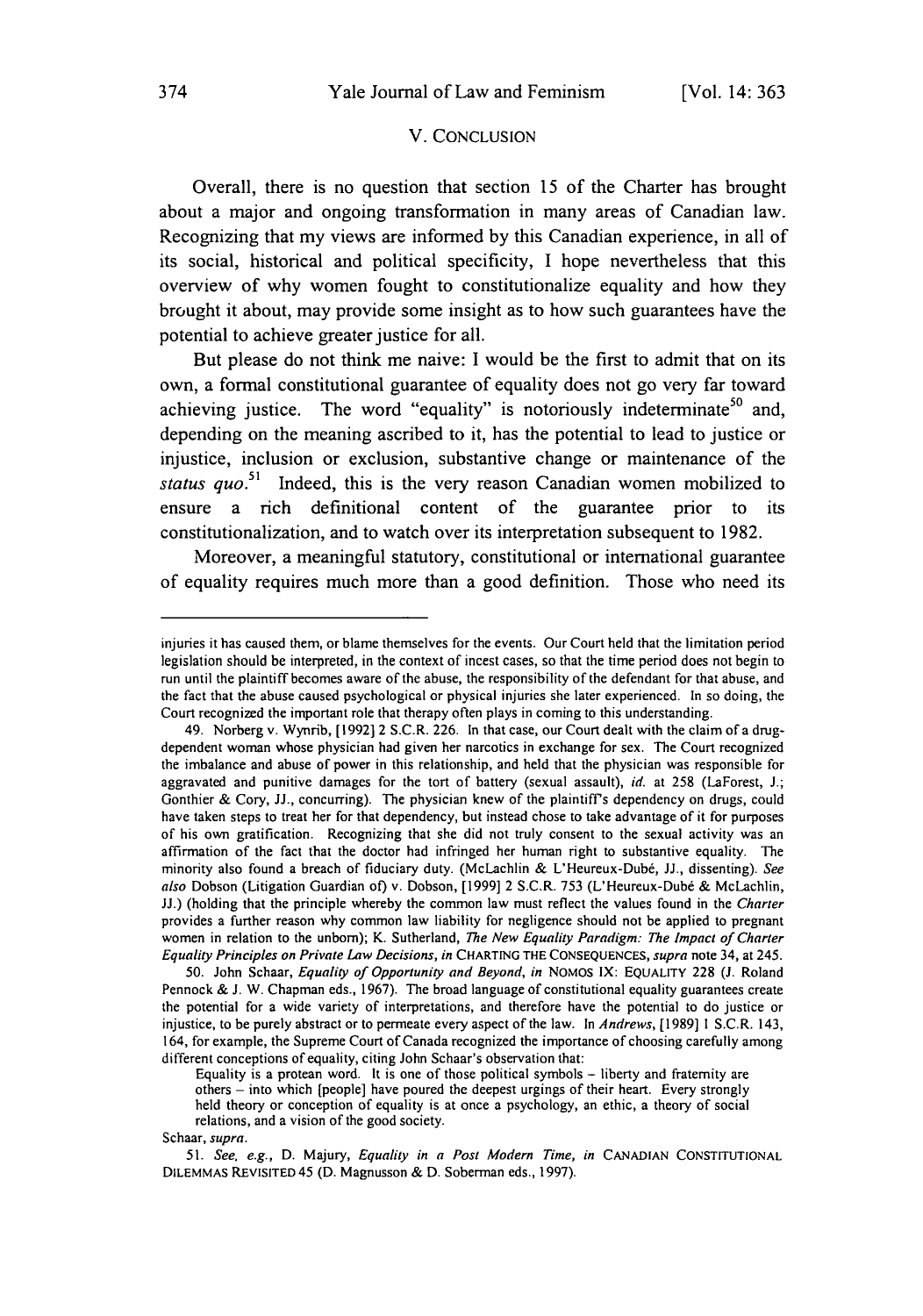## V. CONCLUSION

Overall, there is no question that section 15 of the Charter has brought about a major and ongoing transformation in many areas of Canadian law. Recognizing that my views are informed by this Canadian experience, in all of its social, historical and political specificity, I hope nevertheless that this overview of why women fought to constitutionalize equality and how they brought it about, may provide some insight as to how such guarantees have the potential to achieve greater justice for all.

But please do not think me naive: I would be the first to admit that on its own, a formal constitutional guarantee of equality does not go very far toward achieving justice. The word "equality" is notoriously indeterminate[50] and, depending on the meaning ascribed to it, has the potential to lead to justice or injustice, inclusion or exclusion, substantive change or maintenance of the *status quo*.[51] Indeed, this is the very reason Canadian women mobilized to ensure a rich definitional content of the guarantee prior to its constitutionalization, and to watch over its interpretation subsequent to 1982.

Moreover, a meaningful statutory, constitutional or international guarantee of equality requires much more than a good definition. Those who need its

---

injuries it has caused them, or blame themselves for the events. Our Court held that the limitation period legislation should be interpreted, in the context of incest cases, so that the time period does not begin to run until the plaintiff becomes aware of the abuse, the responsibility of the defendant for that abuse, and the fact that the abuse caused psychological or physical injuries she later experienced. In so doing, the Court recognized the important role that therapy often plays in coming to this understanding.

49. Norberg v. Wynrib, [1992] 2 S.C.R. 226. In that case, our Court dealt with the claim of a drug-dependent woman whose physician had given her narcotics in exchange for sex. The Court recognized the imbalance and abuse of power in this relationship, and held that the physician was responsible for aggravated and punitive damages for the tort of battery (sexual assault), *id.* at 258 (LaForest, J.; Gonthier & Cory, JJ., concurring). The physician knew of the plaintiff's dependency on drugs, could have taken steps to treat her for that dependency, but instead chose to take advantage of it for purposes of his own gratification. Recognizing that she did not truly consent to the sexual activity was an affirmation of the fact that the doctor had infringed her human right to substantive equality. The minority also found a breach of fiduciary duty. (McLachlin & L'Heureux-Dubé, JJ., dissenting). *See also* Dobson (Litigation Guardian of) v. Dobson, [1999] 2 S.C.R. 753 (L'Heureux-Dubé & McLachlin, JJ.) (holding that the principle whereby the common law must reflect the values found in the *Charter* provides a further reason why common law liability for negligence should not be applied to pregnant women in relation to the unborn); K. Sutherland, *The New Equality Paradigm: The Impact of Charter Equality Principles on Private Law Decisions*, *in* CHARTING THE CONSEQUENCES, *supra* note 34, at 245.

50. John Schaar, *Equality of Opportunity and Beyond*, *in* NOMOS IX: EQUALITY 228 (J. Roland Pennock & J. W. Chapman eds., 1967). The broad language of constitutional equality guarantees create the potential for a wide variety of interpretations, and therefore have the potential to do justice or injustice, to be purely abstract or to permeate every aspect of the law. In *Andrews*, [1989] 1 S.C.R. 143, 164, for example, the Supreme Court of Canada recognized the importance of choosing carefully among different conceptions of equality, citing John Schaar's observation that:

> Equality is a protean word. It is one of those political symbols – liberty and fraternity are others – into which [people] have poured the deepest urgings of their heart. Every strongly held theory or conception of equality is at once a psychology, an ethic, a theory of social relations, and a vision of the good society.

Schaar, *supra*.

51. *See, e.g.*, D. Majury, *Equality in a Post Modern Time*, *in* CANADIAN CONSTITUTIONAL DILEMMAS REVISITED 45 (D. Magnusson & D. Soberman eds., 1997).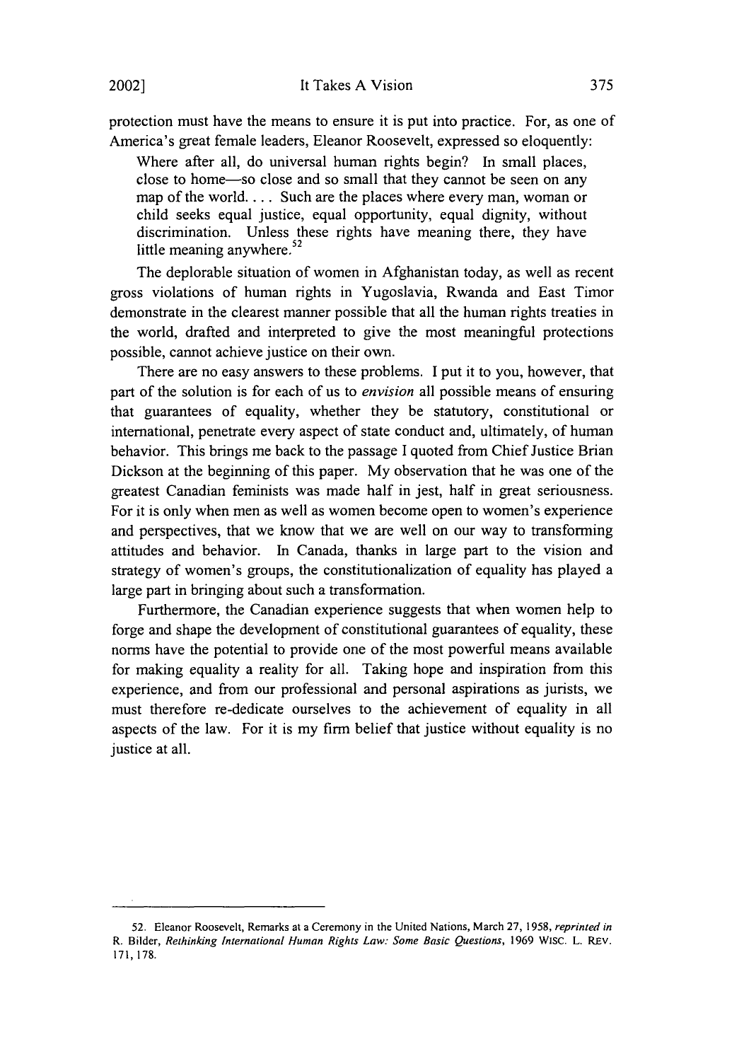protection must have the means to ensure it is put into practice. For, as one of America's great female leaders, Eleanor Roosevelt, expressed so eloquently:

> Where after all, do universal human rights begin? In small places, close to home—so close and so small that they cannot be seen on any map of the world. . . . Such are the places where every man, woman or child seeks equal justice, equal opportunity, equal dignity, without discrimination. Unless these rights have meaning there, they have little meaning anywhere.[52]

The deplorable situation of women in Afghanistan today, as well as recent gross violations of human rights in Yugoslavia, Rwanda and East Timor demonstrate in the clearest manner possible that all the human rights treaties in the world, drafted and interpreted to give the most meaningful protections possible, cannot achieve justice on their own.

There are no easy answers to these problems. I put it to you, however, that part of the solution is for each of us to *envision* all possible means of ensuring that guarantees of equality, whether they be statutory, constitutional or international, penetrate every aspect of state conduct and, ultimately, of human behavior. This brings me back to the passage I quoted from Chief Justice Brian Dickson at the beginning of this paper. My observation that he was one of the greatest Canadian feminists was made half in jest, half in great seriousness. For it is only when men as well as women become open to women's experience and perspectives, that we know that we are well on our way to transforming attitudes and behavior. In Canada, thanks in large part to the vision and strategy of women's groups, the constitutionalization of equality has played a large part in bringing about such a transformation.

Furthermore, the Canadian experience suggests that when women help to forge and shape the development of constitutional guarantees of equality, these norms have the potential to provide one of the most powerful means available for making equality a reality for all. Taking hope and inspiration from this experience, and from our professional and personal aspirations as jurists, we must therefore re-dedicate ourselves to the achievement of equality in all aspects of the law. For it is my firm belief that justice without equality is no justice at all.

---

52. Eleanor Roosevelt, Remarks at a Ceremony in the United Nations, March 27, 1958, *reprinted in* R. Bilder, *Rethinking International Human Rights Law: Some Basic Questions*, 1969 WISC. L. REV. 171, 178.